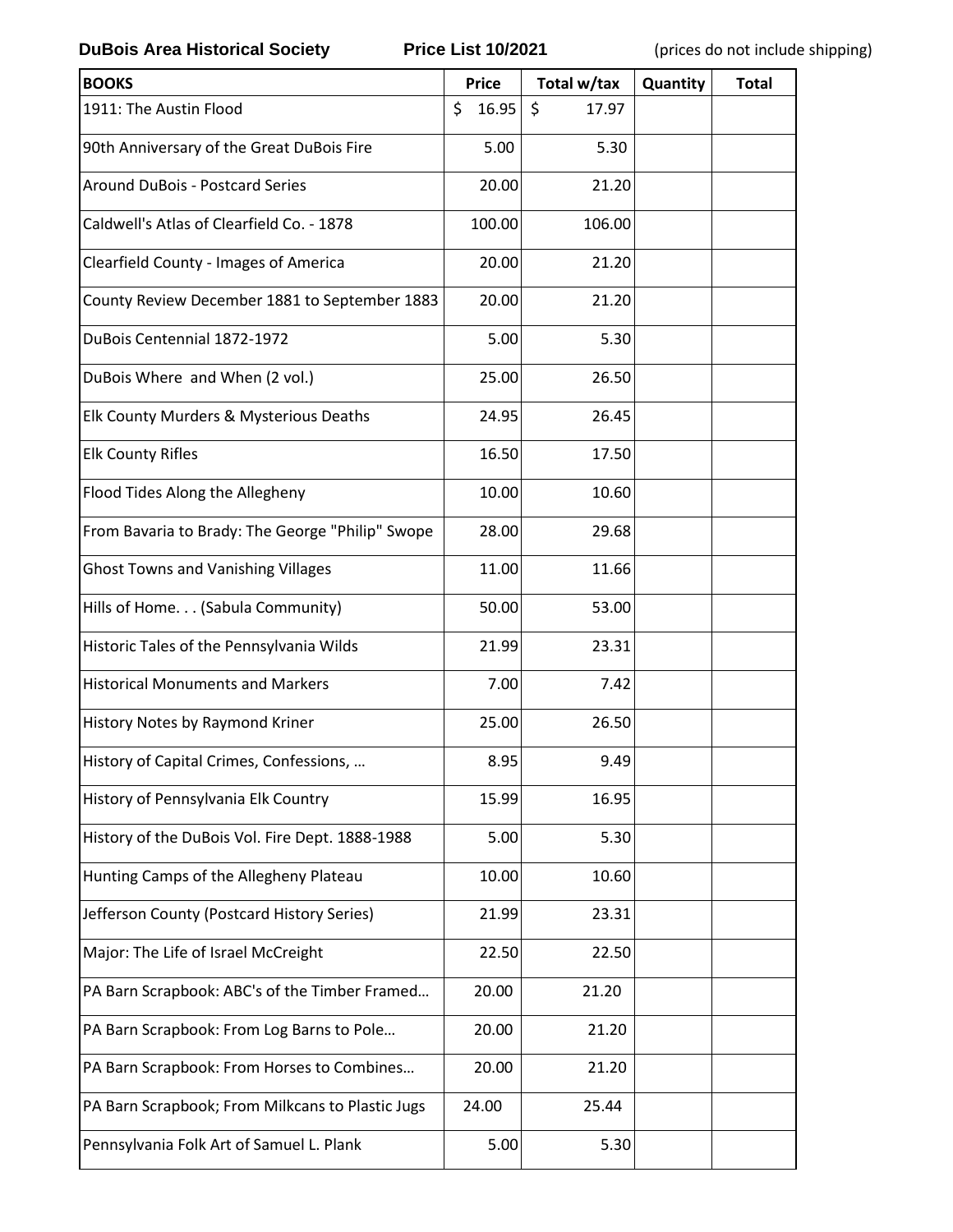**DuBois Area Historical Society** **Price List 10/2021** (prices do not include shipping)

| BOOKS | Price | Total w/tax | Quantity | Total |
|---|---|---|---|---|
| 1911: The Austin Flood | $ 16.95 | $ 17.97 | | |
| 90th Anniversary of the Great DuBois Fire | 5.00 | 5.30 | | |
| Around DuBois - Postcard Series | 20.00 | 21.20 | | |
| Caldwell's Atlas of Clearfield Co. - 1878 | 100.00 | 106.00 | | |
| Clearfield County - Images of America | 20.00 | 21.20 | | |
| County Review December 1881 to September 1883 | 20.00 | 21.20 | | |
| DuBois Centennial 1872-1972 | 5.00 | 5.30 | | |
| DuBois Where and When (2 vol.) | 25.00 | 26.50 | | |
| Elk County Murders & Mysterious Deaths | 24.95 | 26.45 | | |
| Elk County Rifles | 16.50 | 17.50 | | |
| Flood Tides Along the Allegheny | 10.00 | 10.60 | | |
| From Bavaria to Brady: The George "Philip" Swope | 28.00 | 29.68 | | |
| Ghost Towns and Vanishing Villages | 11.00 | 11.66 | | |
| Hills of Home. . . (Sabula Community) | 50.00 | 53.00 | | |
| Historic Tales of the Pennsylvania Wilds | 21.99 | 23.31 | | |
| Historical Monuments and Markers | 7.00 | 7.42 | | |
| History Notes by Raymond Kriner | 25.00 | 26.50 | | |
| History of Capital Crimes, Confessions, … | 8.95 | 9.49 | | |
| History of Pennsylvania Elk Country | 15.99 | 16.95 | | |
| History of the DuBois Vol. Fire Dept. 1888-1988 | 5.00 | 5.30 | | |
| Hunting Camps of the Allegheny Plateau | 10.00 | 10.60 | | |
| Jefferson County (Postcard History Series) | 21.99 | 23.31 | | |
| Major: The Life of Israel McCreight | 22.50 | 22.50 | | |
| PA Barn Scrapbook: ABC's of the Timber Framed… | 20.00 | 21.20 | | |
| PA Barn Scrapbook: From Log Barns to Pole… | 20.00 | 21.20 | | |
| PA Barn Scrapbook: From Horses to Combines… | 20.00 | 21.20 | | |
| PA Barn Scrapbook; From Milkcans to Plastic Jugs | 24.00 | 25.44 | | |
| Pennsylvania Folk Art of Samuel L. Plank | 5.00 | 5.30 | | |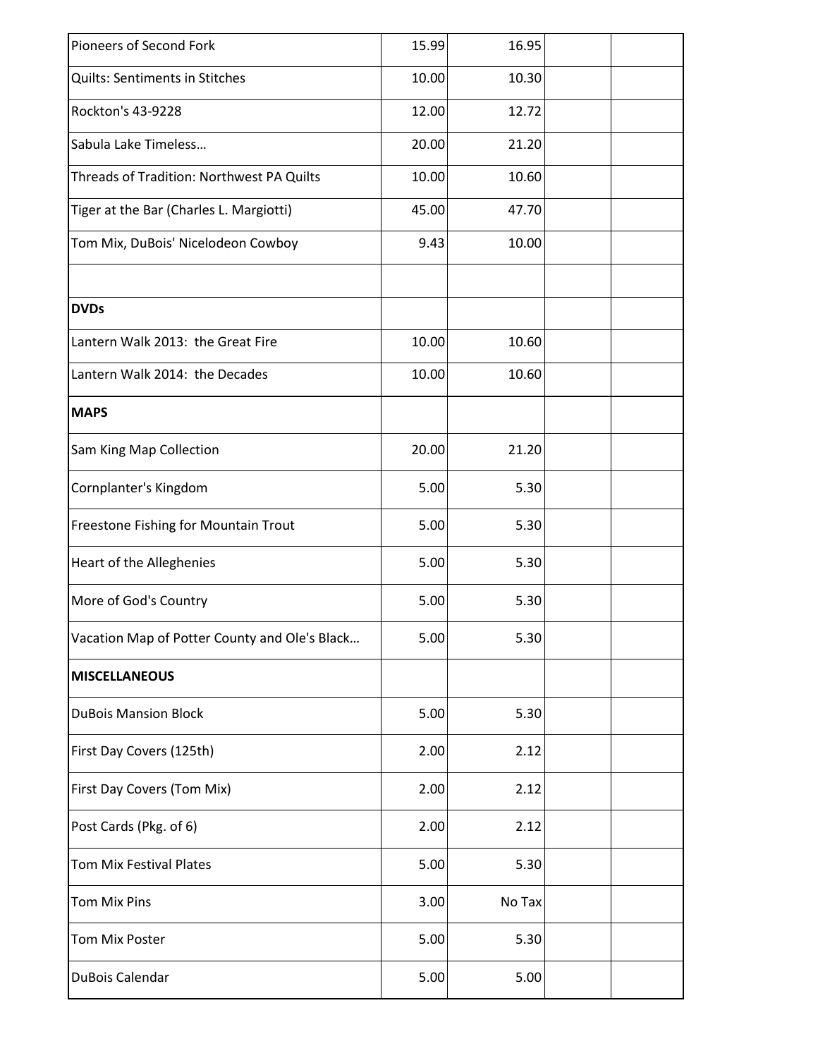| | | | | |
|---|---|---|---|---|
| Pioneers of Second Fork | 15.99 | 16.95 | | |
| Quilts: Sentiments in Stitches | 10.00 | 10.30 | | |
| Rockton's 43-9228 | 12.00 | 12.72 | | |
| Sabula Lake Timeless… | 20.00 | 21.20 | | |
| Threads of Tradition: Northwest PA Quilts | 10.00 | 10.60 | | |
| Tiger at the Bar (Charles L. Margiotti) | 45.00 | 47.70 | | |
| Tom Mix, DuBois' Nicelodeon Cowboy | 9.43 | 10.00 | | |
| | | | | |
| **DVDs** | | | | |
| Lantern Walk 2013:  the Great Fire | 10.00 | 10.60 | | |
| Lantern Walk 2014:  the Decades | 10.00 | 10.60 | | |
| **MAPS** | | | | |
| Sam King Map Collection | 20.00 | 21.20 | | |
| Cornplanter's Kingdom | 5.00 | 5.30 | | |
| Freestone Fishing for Mountain Trout | 5.00 | 5.30 | | |
| Heart of the Alleghenies | 5.00 | 5.30 | | |
| More of God's Country | 5.00 | 5.30 | | |
| Vacation Map of Potter County and Ole's Black… | 5.00 | 5.30 | | |
| **MISCELLANEOUS** | | | | |
| DuBois Mansion Block | 5.00 | 5.30 | | |
| First Day Covers (125th) | 2.00 | 2.12 | | |
| First Day Covers (Tom Mix) | 2.00 | 2.12 | | |
| Post Cards (Pkg. of 6) | 2.00 | 2.12 | | |
| Tom Mix Festival Plates | 5.00 | 5.30 | | |
| Tom Mix Pins | 3.00 | No Tax | | |
| Tom Mix Poster | 5.00 | 5.30 | | |
| DuBois Calendar | 5.00 | 5.00 | | |